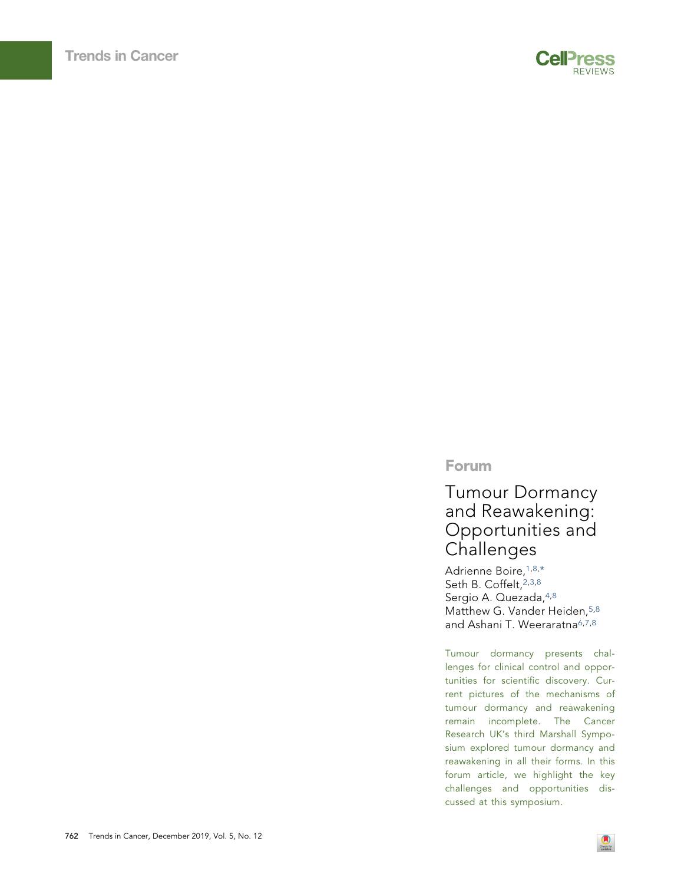Forum

# Tumour Dormancy and Reawakening: Opportunities and Challenges

Adrienne Boire,[1,8,*] Seth B. Coffelt,[2,3,8] Sergio A. Quezada,[4,8] Matthew G. Vander Heiden,[5,8] and Ashani T. Weeraratna[6,7,8]

Tumour dormancy presents challenges for clinical control and opportunities for scientific discovery. Current pictures of the mechanisms of tumour dormancy and reawakening remain incomplete. The Cancer Research UK's third Marshall Symposium explored tumour dormancy and reawakening in all their forms. In this forum article, we highlight the key challenges and opportunities discussed at this symposium.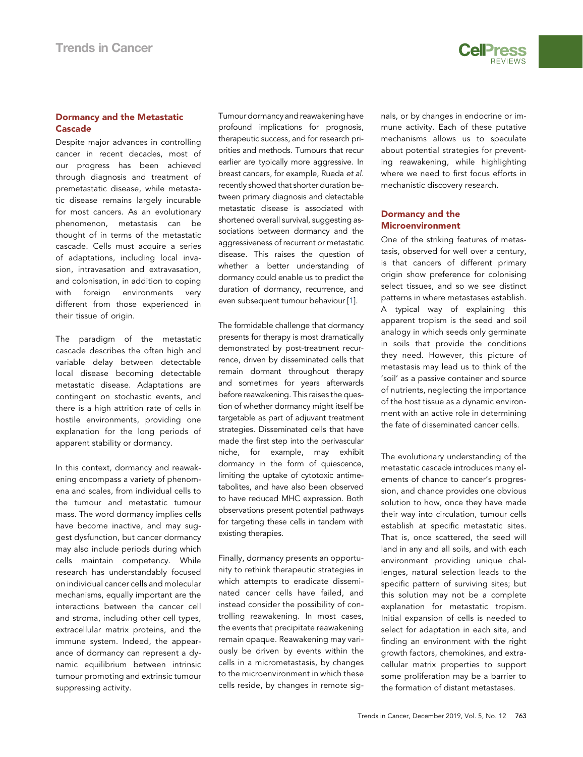## Dormancy and the Metastatic Cascade

Despite major advances in controlling cancer in recent decades, most of our progress has been achieved through diagnosis and treatment of premetastatic disease, while metastatic disease remains largely incurable for most cancers. As an evolutionary phenomenon, metastasis can be thought of in terms of the metastatic cascade. Cells must acquire a series of adaptations, including local invasion, intravasation and extravasation, and colonisation, in addition to coping with foreign environments very different from those experienced in their tissue of origin.

The paradigm of the metastatic cascade describes the often high and variable delay between detectable local disease becoming detectable metastatic disease. Adaptations are contingent on stochastic events, and there is a high attrition rate of cells in hostile environments, providing one explanation for the long periods of apparent stability or dormancy.

In this context, dormancy and reawakening encompass a variety of phenomena and scales, from individual cells to the tumour and metastatic tumour mass. The word dormancy implies cells have become inactive, and may suggest dysfunction, but cancer dormancy may also include periods during which cells maintain competency. While research has understandably focused on individual cancer cells and molecular mechanisms, equally important are the interactions between the cancer cell and stroma, including other cell types, extracellular matrix proteins, and the immune system. Indeed, the appearance of dormancy can represent a dynamic equilibrium between intrinsic tumour promoting and extrinsic tumour suppressing activity.

Tumour dormancy and reawakening have profound implications for prognosis, therapeutic success, and for research priorities and methods. Tumours that recur earlier are typically more aggressive. In breast cancers, for example, Rueda *et al.* recently showed that shorter duration between primary diagnosis and detectable metastatic disease is associated with shortened overall survival, suggesting associations between dormancy and the aggressiveness of recurrent or metastatic disease. This raises the question of whether a better understanding of dormancy could enable us to predict the duration of dormancy, recurrence, and even subsequent tumour behaviour [1].

The formidable challenge that dormancy presents for therapy is most dramatically demonstrated by post-treatment recurrence, driven by disseminated cells that remain dormant throughout therapy and sometimes for years afterwards before reawakening. This raises the question of whether dormancy might itself be targetable as part of adjuvant treatment strategies. Disseminated cells that have made the first step into the perivascular niche, for example, may exhibit dormancy in the form of quiescence, limiting the uptake of cytotoxic antimetabolites, and have also been observed to have reduced MHC expression. Both observations present potential pathways for targeting these cells in tandem with existing therapies.

Finally, dormancy presents an opportunity to rethink therapeutic strategies in which attempts to eradicate disseminated cancer cells have failed, and instead consider the possibility of controlling reawakening. In most cases, the events that precipitate reawakening remain opaque. Reawakening may variously be driven by events within the cells in a micrometastasis, by changes to the microenvironment in which these cells reside, by changes in remote signals, or by changes in endocrine or immune activity. Each of these putative mechanisms allows us to speculate about potential strategies for preventing reawakening, while highlighting where we need to first focus efforts in mechanistic discovery research.

## Dormancy and the Microenvironment

One of the striking features of metastasis, observed for well over a century, is that cancers of different primary origin show preference for colonising select tissues, and so we see distinct patterns in where metastases establish. A typical way of explaining this apparent tropism is the seed and soil analogy in which seeds only germinate in soils that provide the conditions they need. However, this picture of metastasis may lead us to think of the 'soil' as a passive container and source of nutrients, neglecting the importance of the host tissue as a dynamic environment with an active role in determining the fate of disseminated cancer cells.

The evolutionary understanding of the metastatic cascade introduces many elements of chance to cancer's progression, and chance provides one obvious solution to how, once they have made their way into circulation, tumour cells establish at specific metastatic sites. That is, once scattered, the seed will land in any and all soils, and with each environment providing unique challenges, natural selection leads to the specific pattern of surviving sites; but this solution may not be a complete explanation for metastatic tropism. Initial expansion of cells is needed to select for adaptation in each site, and finding an environment with the right growth factors, chemokines, and extracellular matrix properties to support some proliferation may be a barrier to the formation of distant metastases.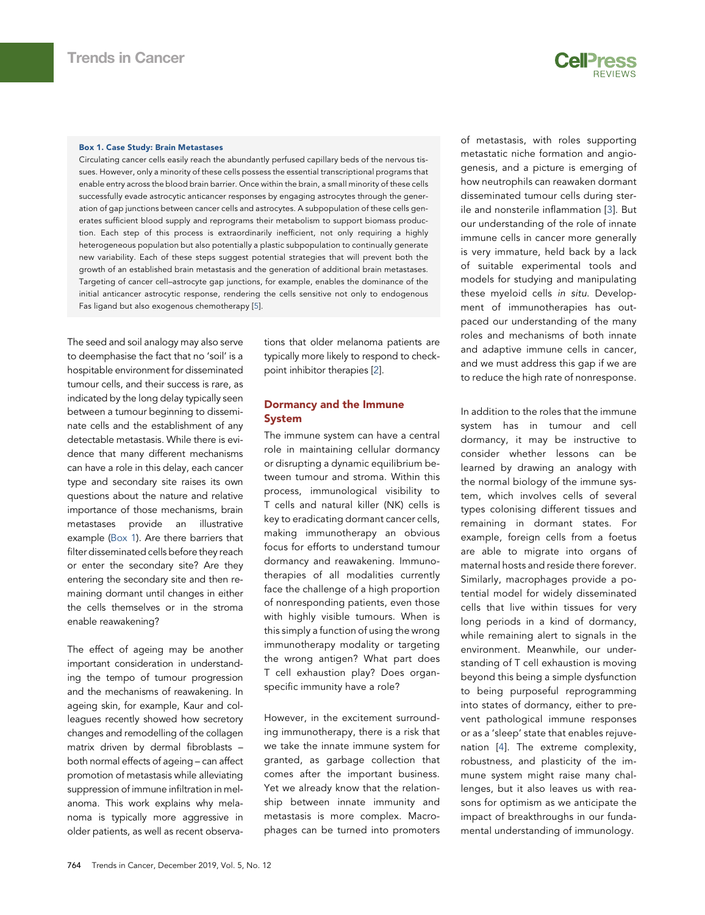**Box 1. Case Study: Brain Metastases**

Circulating cancer cells easily reach the abundantly perfused capillary beds of the nervous tissues. However, only a minority of these cells possess the essential transcriptional programs that enable entry across the blood brain barrier. Once within the brain, a small minority of these cells successfully evade astrocytic anticancer responses by engaging astrocytes through the generation of gap junctions between cancer cells and astrocytes. A subpopulation of these cells generates sufficient blood supply and reprograms their metabolism to support biomass production. Each step of this process is extraordinarily inefficient, not only requiring a highly heterogeneous population but also potentially a plastic subpopulation to continually generate new variability. Each of these steps suggest potential strategies that will prevent both the growth of an established brain metastasis and the generation of additional brain metastases. Targeting of cancer cell–astrocyte gap junctions, for example, enables the dominance of the initial anticancer astrocytic response, rendering the cells sensitive not only to endogenous Fas ligand but also exogenous chemotherapy [5].

The seed and soil analogy may also serve to deemphasise the fact that no 'soil' is a hospitable environment for disseminated tumour cells, and their success is rare, as indicated by the long delay typically seen between a tumour beginning to disseminate cells and the establishment of any detectable metastasis. While there is evidence that many different mechanisms can have a role in this delay, each cancer type and secondary site raises its own questions about the nature and relative importance of those mechanisms, brain metastases provide an illustrative example (Box 1). Are there barriers that filter disseminated cells before they reach or enter the secondary site? Are they entering the secondary site and then remaining dormant until changes in either the cells themselves or in the stroma enable reawakening?

The effect of ageing may be another important consideration in understanding the tempo of tumour progression and the mechanisms of reawakening. In ageing skin, for example, Kaur and colleagues recently showed how secretory changes and remodelling of the collagen matrix driven by dermal fibroblasts – both normal effects of ageing – can affect promotion of metastasis while alleviating suppression of immune infiltration in melanoma. This work explains why melanoma is typically more aggressive in older patients, as well as recent observations that older melanoma patients are typically more likely to respond to checkpoint inhibitor therapies [2].

## Dormancy and the Immune System

The immune system can have a central role in maintaining cellular dormancy or disrupting a dynamic equilibrium between tumour and stroma. Within this process, immunological visibility to T cells and natural killer (NK) cells is key to eradicating dormant cancer cells, making immunotherapy an obvious focus for efforts to understand tumour dormancy and reawakening. Immunotherapies of all modalities currently face the challenge of a high proportion of nonresponding patients, even those with highly visible tumours. When is this simply a function of using the wrong immunotherapy modality or targeting the wrong antigen? What part does T cell exhaustion play? Does organ-specific immunity have a role?

However, in the excitement surrounding immunotherapy, there is a risk that we take the innate immune system for granted, as garbage collection that comes after the important business. Yet we already know that the relationship between innate immunity and metastasis is more complex. Macrophages can be turned into promoters of metastasis, with roles supporting metastatic niche formation and angiogenesis, and a picture is emerging of how neutrophils can reawaken dormant disseminated tumour cells during sterile and nonsterile inflammation [3]. But our understanding of the role of innate immune cells in cancer more generally is very immature, held back by a lack of suitable experimental tools and models for studying and manipulating these myeloid cells *in situ*. Development of immunotherapies has outpaced our understanding of the many roles and mechanisms of both innate and adaptive immune cells in cancer, and we must address this gap if we are to reduce the high rate of nonresponse.

In addition to the roles that the immune system has in tumour and cell dormancy, it may be instructive to consider whether lessons can be learned by drawing an analogy with the normal biology of the immune system, which involves cells of several types colonising different tissues and remaining in dormant states. For example, foreign cells from a foetus are able to migrate into organs of maternal hosts and reside there forever. Similarly, macrophages provide a potential model for widely disseminated cells that live within tissues for very long periods in a kind of dormancy, while remaining alert to signals in the environment. Meanwhile, our understanding of T cell exhaustion is moving beyond this being a simple dysfunction to being purposeful reprogramming into states of dormancy, either to prevent pathological immune responses or as a 'sleep' state that enables rejuvenation [4]. The extreme complexity, robustness, and plasticity of the immune system might raise many challenges, but it also leaves us with reasons for optimism as we anticipate the impact of breakthroughs in our fundamental understanding of immunology.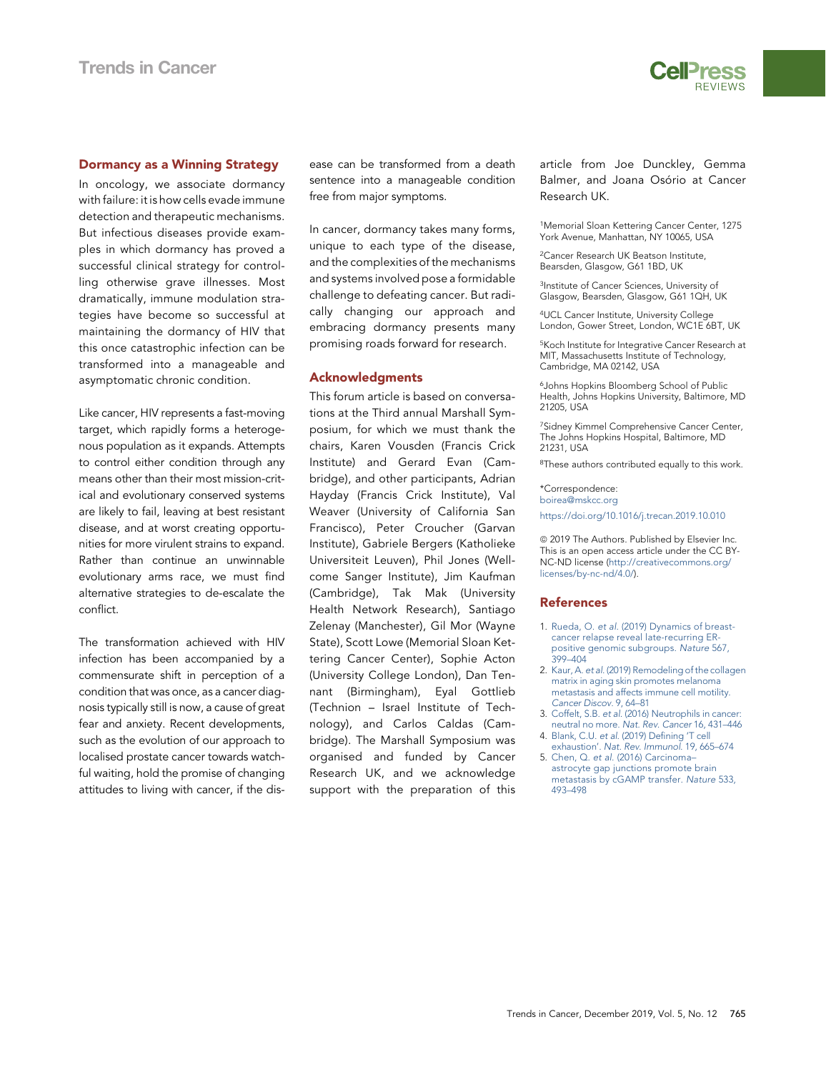## Dormancy as a Winning Strategy

In oncology, we associate dormancy with failure: it is how cells evade immune detection and therapeutic mechanisms. But infectious diseases provide examples in which dormancy has proved a successful clinical strategy for controlling otherwise grave illnesses. Most dramatically, immune modulation strategies have become so successful at maintaining the dormancy of HIV that this once catastrophic infection can be transformed into a manageable and asymptomatic chronic condition.

Like cancer, HIV represents a fast-moving target, which rapidly forms a heterogenous population as it expands. Attempts to control either condition through any means other than their most mission-critical and evolutionary conserved systems are likely to fail, leaving at best resistant disease, and at worst creating opportunities for more virulent strains to expand. Rather than continue an unwinnable evolutionary arms race, we must find alternative strategies to de-escalate the conflict.

The transformation achieved with HIV infection has been accompanied by a commensurate shift in perception of a condition that was once, as a cancer diagnosis typically still is now, a cause of great fear and anxiety. Recent developments, such as the evolution of our approach to localised prostate cancer towards watchful waiting, hold the promise of changing attitudes to living with cancer, if the disease can be transformed from a death sentence into a manageable condition free from major symptoms.

In cancer, dormancy takes many forms, unique to each type of the disease, and the complexities of the mechanisms and systems involved pose a formidable challenge to defeating cancer. But radically changing our approach and embracing dormancy presents many promising roads forward for research.

## Acknowledgments

This forum article is based on conversations at the Third annual Marshall Symposium, for which we must thank the chairs, Karen Vousden (Francis Crick Institute) and Gerard Evan (Cambridge), and other participants, Adrian Hayday (Francis Crick Institute), Val Weaver (University of California San Francisco), Peter Croucher (Garvan Institute), Gabriele Bergers (Katholieke Universiteit Leuven), Phil Jones (Wellcome Sanger Institute), Jim Kaufman (Cambridge), Tak Mak (University Health Network Research), Santiago Zelenay (Manchester), Gil Mor (Wayne State), Scott Lowe (Memorial Sloan Kettering Cancer Center), Sophie Acton (University College London), Dan Tennant (Birmingham), Eyal Gottlieb (Technion – Israel Institute of Technology), and Carlos Caldas (Cambridge). The Marshall Symposium was organised and funded by Cancer Research UK, and we acknowledge support with the preparation of this article from Joe Dunckley, Gemma Balmer, and Joana Osório at Cancer Research UK.

[1]Memorial Sloan Kettering Cancer Center, 1275 York Avenue, Manhattan, NY 10065, USA

[2]Cancer Research UK Beatson Institute, Bearsden, Glasgow, G61 1BD, UK

[3]Institute of Cancer Sciences, University of Glasgow, Bearsden, Glasgow, G61 1QH, UK

[4]UCL Cancer Institute, University College London, Gower Street, London, WC1E 6BT, UK

[5]Koch Institute for Integrative Cancer Research at MIT, Massachusetts Institute of Technology, Cambridge, MA 02142, USA

[6]Johns Hopkins Bloomberg School of Public Health, Johns Hopkins University, Baltimore, MD 21205, USA

[7]Sidney Kimmel Comprehensive Cancer Center, The Johns Hopkins Hospital, Baltimore, MD 21231, USA

[8]These authors contributed equally to this work.

*Correspondence:
boirea@mskcc.org

https://doi.org/10.1016/j.trecan.2019.10.010

© 2019 The Authors. Published by Elsevier Inc. This is an open access article under the CC BY-NC-ND license (http://creativecommons.org/licenses/by-nc-nd/4.0/).

## References

1. Rueda, O. *et al.* (2019) Dynamics of breast-cancer relapse reveal late-recurring ER-positive genomic subgroups. *Nature* 567, 399–404
2. Kaur, A. *et al.* (2019) Remodeling of the collagen matrix in aging skin promotes melanoma metastasis and affects immune cell motility. *Cancer Discov.* 9, 64–81
3. Coffelt, S.B. *et al.* (2016) Neutrophils in cancer: neutral no more. *Nat. Rev. Cancer* 16, 431–446
4. Blank, C.U. *et al.* (2019) Defining 'T cell exhaustion'. *Nat. Rev. Immunol.* 19, 665–674
5. Chen, Q. *et al.* (2016) Carcinoma–astrocyte gap junctions promote brain metastasis by cGAMP transfer. *Nature* 533, 493–498